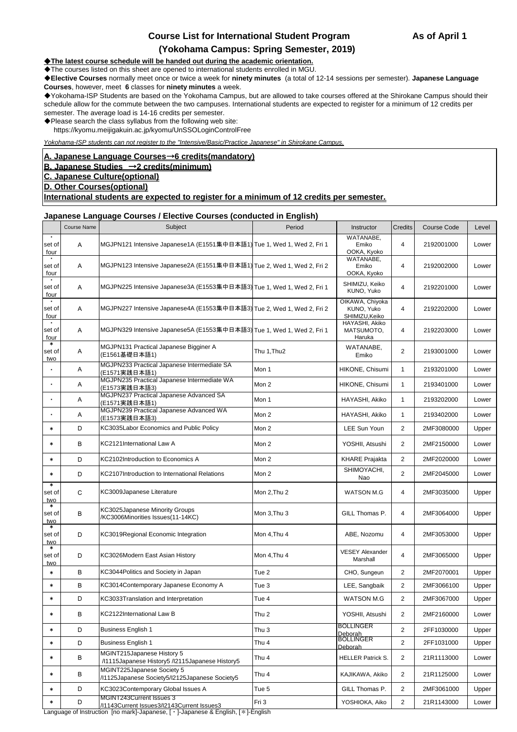# Course List for International Student Program

**As of April 1**

## (Yokohama Campus: Spring Semester, 2019)

◆**The latest course schedule will be handed out during the academic orientation.**

◆The courses listed on this sheet are opened to international students enrolled in MGU.

◆**Elective Courses** normally meet once or twice a week for **ninety minutes** (a total of 12-14 sessions per semester). **Japanese Language Courses**, however, meet **6** classes for **ninety minutes** a week.

◆Yokohama-ISP Students are based on the Yokohama Campus, but are allowed to take courses offered at the Shirokane Campus should their schedule allow for the commute between the two campuses. International students are expected to register for a minimum of 12 credits per semester. The average load is 14-16 credits per semester.

◆Please search the class syllabus from the following web site:
https://kyomu.meijigakuin.ac.jp/kyomu/UnSSOLoginControlFree

*Yokohama-ISP students can not register to the "Intensive/Basic/Practice Japanese" in Shirokane Campus.*

**A. Japanese Language Courses→6 credits(mandatory)**
**B. Japanese Studies →2 credits(minimum)**
**C. Japanese Culture(optional)**
**D. Other Courses(optional)**
**International students are expected to register for a minimum of 12 credits per semester.**

### Japanese Language Courses / Elective Courses (conducted in English)

| | Course Name | Subject | Period | Instructor | Credits | Course Code | Level |
|---|---|---|---|---|---|---|---|
| ・ set of four | A | MGJPN121 Intensive Japanese1A (E1551集中日本語1) | Tue 1, Wed 1, Wed 2, Fri 1 | WATANABE, Emiko OOKA, Kyoko | 4 | 2192001000 | Lower |
| ・ set of four | A | MGJPN123 Intensive Japanese2A (E1551集中日本語1) | Tue 2, Wed 1, Wed 2, Fri 2 | WATANABE, Emiko OOKA, Kyoko | 4 | 2192002000 | Lower |
| ・ set of four | A | MGJPN225 Intensive Japanese3A (E1553集中日本語3) | Tue 1, Wed 1, Wed 2, Fri 1 | SHIMIZU, Keiko KUNO, Yuko | 4 | 2192201000 | Lower |
| ・ set of four | A | MGJPN227 Intensive Japanese4A (E1553集中日本語3) | Tue 2, Wed 1, Wed 2, Fri 2 | OIKAWA, Chiyoka KUNO, Yuko SHIMIZU,Keiko | 4 | 2192202000 | Lower |
| ・ set of four | A | MGJPN329 Intensive Japanese5A (E1553集中日本語3) | Tue 1, Wed 1, Wed 2, Fri 1 | HAYASHI, Akiko MATSUMOTO, Haruka | 4 | 2192203000 | Lower |
| ＊ set of two | A | MGJPN131 Practical Japanese Bigginer A (E1561基礎日本語1) | Thu 1,Thu2 | WATANABE, Emiko | 2 | 2193001000 | Lower |
| ・ | A | MGJPN233 Practical Japanese Intermediate SA (E1571実践日本語1) | Mon 1 | HIKONE, Chisumi | 1 | 2193201000 | Lower |
| ・ | A | MGJPN235 Practical Japanese Intermediate WA (E1573実践日本語3) | Mon 2 | HIKONE, Chisumi | 1 | 2193401000 | Lower |
| ・ | A | MGJPN237 Practical Japanese Advanced SA (E1571実践日本語1) | Mon 1 | HAYASHI, Akiko | 1 | 2193202000 | Lower |
| ・ | A | MGJPN239 Practical Japanese Advanced WA (E1573実践日本語3) | Mon 2 | HAYASHI, Akiko | 1 | 2193402000 | Lower |
| ＊ | D | KC3035Labor Economics and Public Policy | Mon 2 | LEE Sun Youn | 2 | 2MF3080000 | Upper |
| ＊ | B | KC2121International Law A | Mon 2 | YOSHII, Atsushi | 2 | 2MF2150000 | Lower |
| ＊ | D | KC2102Introduction to Economics A | Mon 2 | KHARE Prajakta | 2 | 2MF2020000 | Lower |
| ＊ | D | KC2107Introduction to International Relations | Mon 2 | SHIMOYACHI, Nao | 2 | 2MF2045000 | Lower |
| ＊ set of two | C | KC3009Japanese Literature | Mon 2,Thu 2 | WATSON M.G | 4 | 2MF3035000 | Upper |
| ＊ set of two | B | KC3025Japanese Minority Groups /KC3006Minorities Issues(11-14KC) | Mon 3,Thu 3 | GILL Thomas P. | 4 | 2MF3064000 | Upper |
| ＊ set of two | D | KC3019Regional Economic Integration | Mon 4,Thu 4 | ABE, Nozomu | 4 | 2MF3053000 | Upper |
| ＊ set of two | D | KC3026Modern East Asian History | Mon 4,Thu 4 | VESEY Alexander Marshall | 4 | 2MF3065000 | Upper |
| ＊ | B | KC3044Politics and Society in Japan | Tue 2 | CHO, Sungeun | 2 | 2MF2070001 | Upper |
| ＊ | B | KC3014Contemporary Japanese Economy A | Tue 3 | LEE, Sangbaik | 2 | 2MF3066100 | Upper |
| ＊ | D | KC3033Translation and Interpretation | Tue 4 | WATSON M.G | 2 | 2MF3067000 | Upper |
| ＊ | B | KC2122International Law B | Thu 2 | YOSHII, Atsushi | 2 | 2MF2160000 | Lower |
| ＊ | D | Business English 1 | Thu 3 | BOLLINGER Deborah | 2 | 2FF1030000 | Upper |
| ＊ | D | Business English 1 | Thu 4 | BOLLINGER Deborah | 2 | 2FF1031000 | Upper |
| ＊ | B | MGINT215Japanese History 5 /I1115Japanese History5 /I2115Japanese History5 | Thu 4 | HELLER Patrick S. | 2 | 21R1113000 | Lower |
| ＊ | B | MGINT225Japanese Society 5 /I1125Japanese Society5/I2125Japanese Society5 | Thu 4 | KAJIKAWA, Akiko | 2 | 21R1125000 | Lower |
| ＊ | D | KC3023Contemporary Global Issues A | Tue 5 | GILL Thomas P. | 2 | 2MF3061000 | Upper |
| ＊ | D | MGINT243Current Issues 3 /I1143Current Issues3/I2143Current Issues3 | Fri 3 | YOSHIOKA, Aiko | 2 | 21R1143000 | Lower |

Language of Instruction [no mark]-Japanese, [・]-Japanese & English, [＊]-English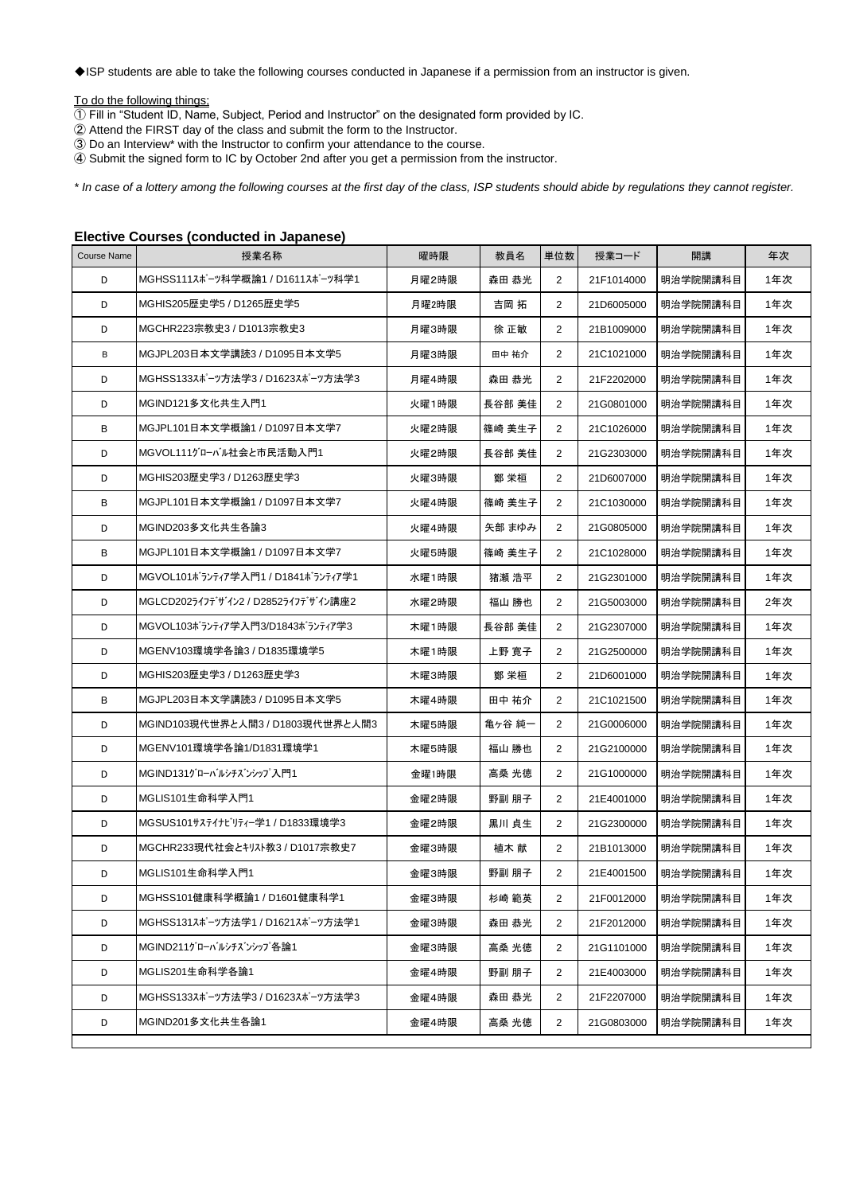◆ISP students are able to take the following courses conducted in Japanese if a permission from an instructor is given.

To do the following things;

① Fill in "Student ID, Name, Subject, Period and Instructor" on the designated form provided by IC.
② Attend the FIRST day of the class and submit the form to the Instructor.
③ Do an Interview* with the Instructor to confirm your attendance to the course.
④ Submit the signed form to IC by October 2nd after you get a permission from the instructor.

*\* In case of a lottery among the following courses at the first day of the class, ISP students should abide by regulations they cannot register.*

**Elective Courses (conducted in Japanese)**

| Course Name | 授業名称 | 曜時限 | 教員名 | 単位数 | 授業コード | 開講 | 年次 |
|---|---|---|---|---|---|---|---|
| D | MGHSS111ｽﾎﾟｰﾂ科学概論1 / D1611ｽﾎﾟｰﾂ科学1 | 月曜2時限 | 森田 恭光 | 2 | 21F1014000 | 明治学院開講科目 | 1年次 |
| D | MGHIS205歴史学5 / D1265歴史学5 | 月曜2時限 | 吉岡 拓 | 2 | 21D6005000 | 明治学院開講科目 | 1年次 |
| D | MGCHR223宗教史3 / D1013宗教史3 | 月曜3時限 | 徐 正敏 | 2 | 21B1009000 | 明治学院開講科目 | 1年次 |
| B | MGJPL203日本文学講読3 / D1095日本文学5 | 月曜3時限 | 田中 祐介 | 2 | 21C1021000 | 明治学院開講科目 | 1年次 |
| D | MGHSS133ｽﾎﾟｰﾂ方法学3 / D1623ｽﾎﾟｰﾂ方法学3 | 月曜4時限 | 森田 恭光 | 2 | 21F2202000 | 明治学院開講科目 | 1年次 |
| D | MGIND121多文化共生入門1 | 火曜1時限 | 長谷部 美佳 | 2 | 21G0801000 | 明治学院開講科目 | 1年次 |
| B | MGJPL101日本文学概論1 / D1097日本文学7 | 火曜2時限 | 篠崎 美生子 | 2 | 21C1026000 | 明治学院開講科目 | 1年次 |
| D | MGVOL111ｸﾞﾛｰﾊﾞﾙ社会と市民活動入門1 | 火曜2時限 | 長谷部 美佳 | 2 | 21G2303000 | 明治学院開講科目 | 1年次 |
| D | MGHIS203歴史学3 / D1263歴史学3 | 火曜3時限 | 鄭 栄桓 | 2 | 21D6007000 | 明治学院開講科目 | 1年次 |
| B | MGJPL101日本文学概論1 / D1097日本文学7 | 火曜4時限 | 篠崎 美生子 | 2 | 21C1030000 | 明治学院開講科目 | 1年次 |
| D | MGIND203多文化共生各論3 | 火曜4時限 | 矢部 まゆみ | 2 | 21G0805000 | 明治学院開講科目 | 1年次 |
| B | MGJPL101日本文学概論1 / D1097日本文学7 | 火曜5時限 | 篠崎 美生子 | 2 | 21C1028000 | 明治学院開講科目 | 1年次 |
| D | MGVOL101ﾎﾞﾗﾝﾃｨｱ学入門1 / D1841ﾎﾞﾗﾝﾃｨｱ学1 | 水曜1時限 | 猪瀬 浩平 | 2 | 21G2301000 | 明治学院開講科目 | 1年次 |
| D | MGLCD202ﾗｲﾌﾃﾞｻﾞｲﾝ2 / D2852ﾗｲﾌﾃﾞｻﾞｲﾝ講座2 | 水曜2時限 | 福山 勝也 | 2 | 21G5003000 | 明治学院開講科目 | 2年次 |
| D | MGVOL103ﾎﾞﾗﾝﾃｨｱ学入門3/D1843ﾎﾞﾗﾝﾃｨｱ学3 | 木曜1時限 | 長谷部 美佳 | 2 | 21G2307000 | 明治学院開講科目 | 1年次 |
| D | MGENV103環境学各論3 / D1835環境学5 | 木曜1時限 | 上野 寛子 | 2 | 21G2500000 | 明治学院開講科目 | 1年次 |
| D | MGHIS203歴史学3 / D1263歴史学3 | 木曜3時限 | 鄭 栄桓 | 2 | 21D6001000 | 明治学院開講科目 | 1年次 |
| B | MGJPL203日本文学講読3 / D1095日本文学5 | 木曜4時限 | 田中 祐介 | 2 | 21C1021500 | 明治学院開講科目 | 1年次 |
| D | MGIND103現代世界と人間3 / D1803現代世界と人間3 | 木曜5時限 | 亀ヶ谷 純一 | 2 | 21G0006000 | 明治学院開講科目 | 1年次 |
| D | MGENV101環境学各論1/D1831環境学1 | 木曜5時限 | 福山 勝也 | 2 | 21G2100000 | 明治学院開講科目 | 1年次 |
| D | MGIND131ｸﾞﾛｰﾊﾞﾙｼﾁｽﾞﾝｼｯﾌﾟ入門1 | 金曜1時限 | 高桑 光徳 | 2 | 21G1000000 | 明治学院開講科目 | 1年次 |
| D | MGLIS101生命科学入門1 | 金曜2時限 | 野副 朋子 | 2 | 21E4001000 | 明治学院開講科目 | 1年次 |
| D | MGSUS101ｻｽﾃｲﾅﾋﾞﾘﾃｨｰ学1 / D1833環境学3 | 金曜2時限 | 黒川 貞生 | 2 | 21G2300000 | 明治学院開講科目 | 1年次 |
| D | MGCHR233現代社会とｷﾘｽﾄ教3 / D1017宗教史7 | 金曜3時限 | 植木 献 | 2 | 21B1013000 | 明治学院開講科目 | 1年次 |
| D | MGLIS101生命科学入門1 | 金曜3時限 | 野副 朋子 | 2 | 21E4001500 | 明治学院開講科目 | 1年次 |
| D | MGHSS101健康科学概論1 / D1601健康科学1 | 金曜3時限 | 杉崎 範英 | 2 | 21F0012000 | 明治学院開講科目 | 1年次 |
| D | MGHSS131ｽﾎﾟｰﾂ方法学1 / D1621ｽﾎﾟｰﾂ方法学1 | 金曜3時限 | 森田 恭光 | 2 | 21F2012000 | 明治学院開講科目 | 1年次 |
| D | MGIND211ｸﾞﾛｰﾊﾞﾙｼﾁｽﾞﾝｼｯﾌﾟ各論1 | 金曜3時限 | 高桑 光徳 | 2 | 21G1101000 | 明治学院開講科目 | 1年次 |
| D | MGLIS201生命科学各論1 | 金曜4時限 | 野副 朋子 | 2 | 21E4003000 | 明治学院開講科目 | 1年次 |
| D | MGHSS133ｽﾎﾟｰﾂ方法学3 / D1623ｽﾎﾟｰﾂ方法学3 | 金曜4時限 | 森田 恭光 | 2 | 21F2207000 | 明治学院開講科目 | 1年次 |
| D | MGIND201多文化共生各論1 | 金曜4時限 | 高桑 光徳 | 2 | 21G0803000 | 明治学院開講科目 | 1年次 |